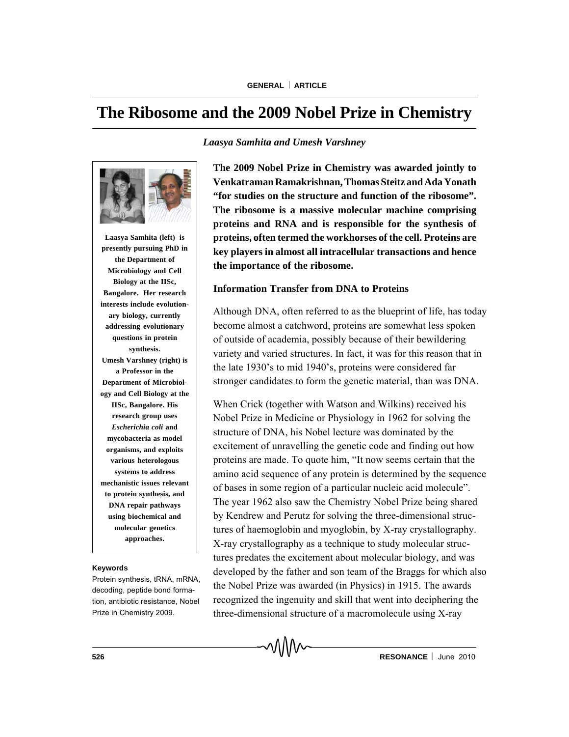# The Ribosome and the 2009 Nobel Prize in Chemistry

*Laasya Samhita and Umesh Varshney*

**Laasya Samhita (left) is presently pursuing PhD in the Department of Microbiology and Cell Biology at the IISc, Bangalore. Her research interests include evolutionary biology, currently addressing evolutionary questions in protein synthesis.**

**Umesh Varshney (right) is a Professor in the Department of Microbiology and Cell Biology at the IISc, Bangalore. His research group uses *Escherichia coli* and mycobacteria as model organisms, and exploits various heterologous systems to address mechanistic issues relevant to protein synthesis, and DNA repair pathways using biochemical and molecular genetics approaches.**

**Keywords**

Protein synthesis, tRNA, mRNA, decoding, peptide bond formation, antibiotic resistance, Nobel Prize in Chemistry 2009.

**The 2009 Nobel Prize in Chemistry was awarded jointly to Venkatraman Ramakrishnan, Thomas Steitz and Ada Yonath "for studies on the structure and function of the ribosome". The ribosome is a massive molecular machine comprising proteins and RNA and is responsible for the synthesis of proteins, often termed the workhorses of the cell. Proteins are key players in almost all intracellular transactions and hence the importance of the ribosome.**

### Information Transfer from DNA to Proteins

Although DNA, often referred to as the blueprint of life, has today become almost a catchword, proteins are somewhat less spoken of outside of academia, possibly because of their bewildering variety and varied structures. In fact, it was for this reason that in the late 1930's to mid 1940's, proteins were considered far stronger candidates to form the genetic material, than was DNA.

When Crick (together with Watson and Wilkins) received his Nobel Prize in Medicine or Physiology in 1962 for solving the structure of DNA, his Nobel lecture was dominated by the excitement of unravelling the genetic code and finding out how proteins are made. To quote him, "It now seems certain that the amino acid sequence of any protein is determined by the sequence of bases in some region of a particular nucleic acid molecule". The year 1962 also saw the Chemistry Nobel Prize being shared by Kendrew and Perutz for solving the three-dimensional structures of haemoglobin and myoglobin, by X-ray crystallography. X-ray crystallography as a technique to study molecular structures predates the excitement about molecular biology, and was developed by the father and son team of the Braggs for which also the Nobel Prize was awarded (in Physics) in 1915. The awards recognized the ingenuity and skill that went into deciphering the three-dimensional structure of a macromolecule using X-ray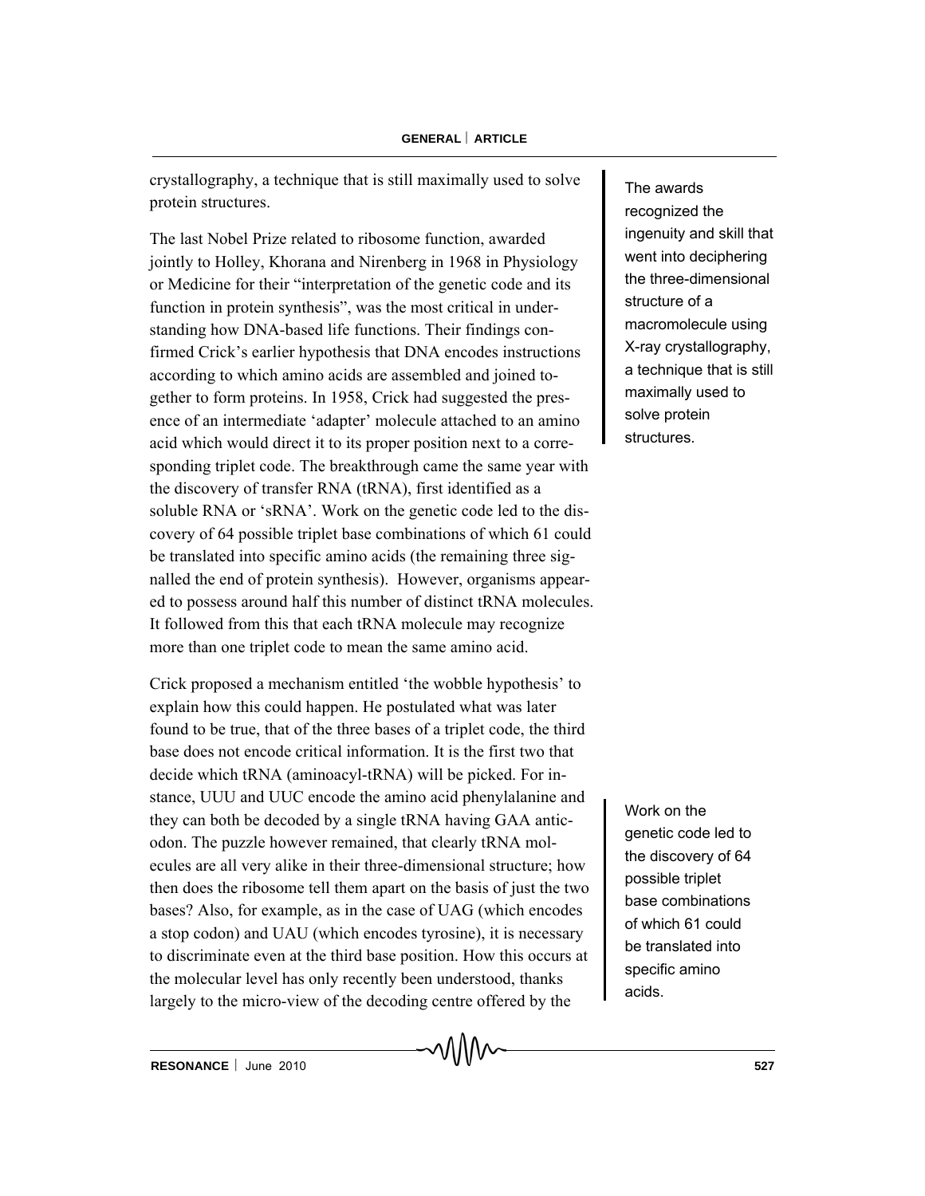crystallography, a technique that is still maximally used to solve protein structures.

The last Nobel Prize related to ribosome function, awarded jointly to Holley, Khorana and Nirenberg in 1968 in Physiology or Medicine for their "interpretation of the genetic code and its function in protein synthesis", was the most critical in understanding how DNA-based life functions. Their findings confirmed Crick's earlier hypothesis that DNA encodes instructions according to which amino acids are assembled and joined together to form proteins. In 1958, Crick had suggested the presence of an intermediate 'adapter' molecule attached to an amino acid which would direct it to its proper position next to a corresponding triplet code. The breakthrough came the same year with the discovery of transfer RNA (tRNA), first identified as a soluble RNA or 'sRNA'. Work on the genetic code led to the discovery of 64 possible triplet base combinations of which 61 could be translated into specific amino acids (the remaining three signalled the end of protein synthesis). However, organisms appeared to possess around half this number of distinct tRNA molecules. It followed from this that each tRNA molecule may recognize more than one triplet code to mean the same amino acid.

> The awards recognized the ingenuity and skill that went into deciphering the three-dimensional structure of a macromolecule using X-ray crystallography, a technique that is still maximally used to solve protein structures.

Crick proposed a mechanism entitled 'the wobble hypothesis' to explain how this could happen. He postulated what was later found to be true, that of the three bases of a triplet code, the third base does not encode critical information. It is the first two that decide which tRNA (aminoacyl-tRNA) will be picked. For instance, UUU and UUC encode the amino acid phenylalanine and they can both be decoded by a single tRNA having GAA anticodon. The puzzle however remained, that clearly tRNA molecules are all very alike in their three-dimensional structure; how then does the ribosome tell them apart on the basis of just the two bases? Also, for example, as in the case of UAG (which encodes a stop codon) and UAU (which encodes tyrosine), it is necessary to discriminate even at the third base position. How this occurs at the molecular level has only recently been understood, thanks largely to the micro-view of the decoding centre offered by the

> Work on the genetic code led to the discovery of 64 possible triplet base combinations of which 61 could be translated into specific amino acids.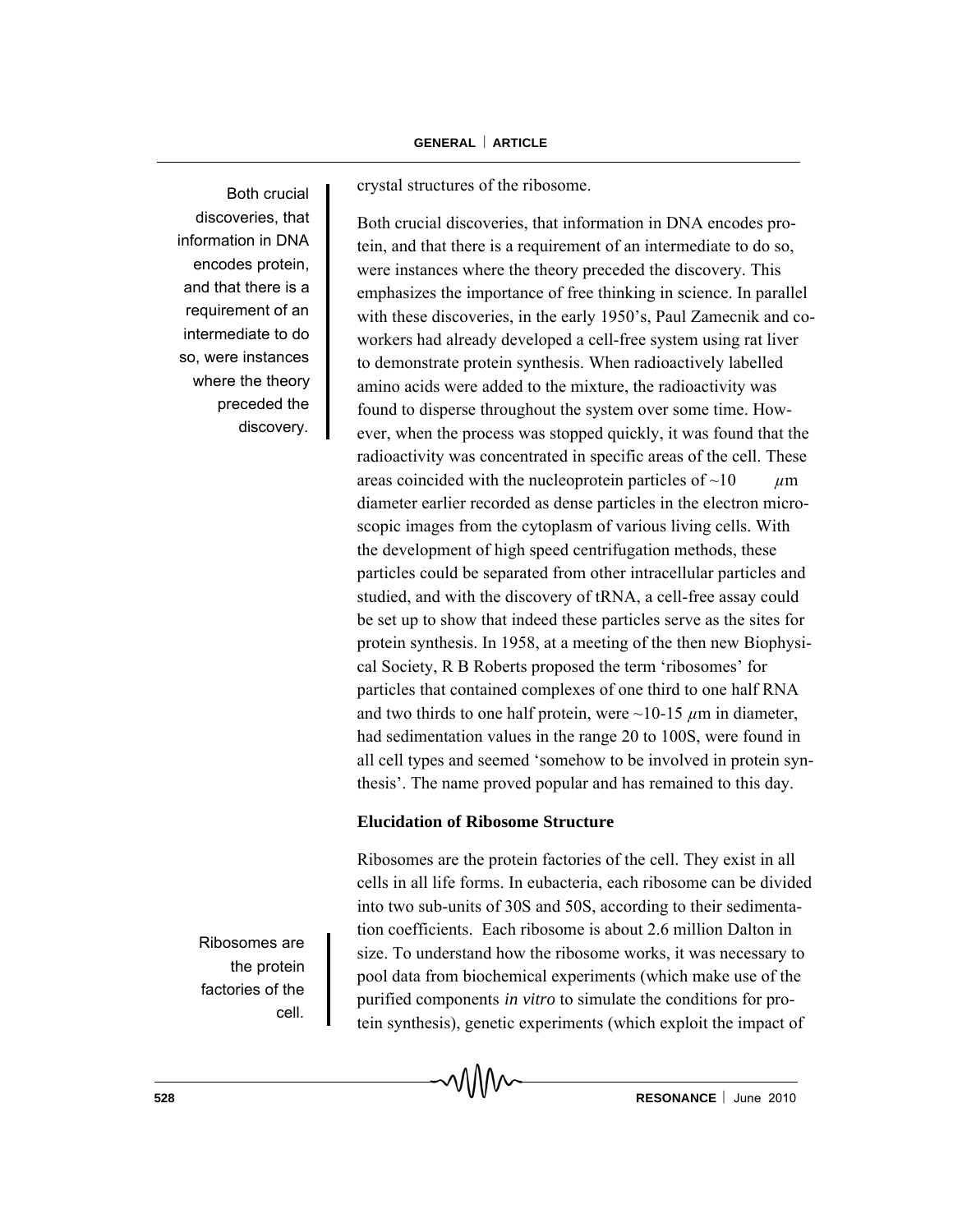crystal structures of the ribosome.

Both crucial discoveries, that information in DNA encodes protein, and that there is a requirement of an intermediate to do so, were instances where the theory preceded the discovery. This emphasizes the importance of free thinking in science. In parallel with these discoveries, in the early 1950's, Paul Zamecnik and coworkers had already developed a cell-free system using rat liver to demonstrate protein synthesis. When radioactively labelled amino acids were added to the mixture, the radioactivity was found to disperse throughout the system over some time. However, when the process was stopped quickly, it was found that the radioactivity was concentrated in specific areas of the cell. These areas coincided with the nucleoprotein particles of ~10 $\mu$m diameter earlier recorded as dense particles in the electron microscopic images from the cytoplasm of various living cells. With the development of high speed centrifugation methods, these particles could be separated from other intracellular particles and studied, and with the discovery of tRNA, a cell-free assay could be set up to show that indeed these particles serve as the sites for protein synthesis. In 1958, at a meeting of the then new Biophysical Society, R B Roberts proposed the term 'ribosomes' for particles that contained complexes of one third to one half RNA and two thirds to one half protein, were ~10-15 $\mu$m in diameter, had sedimentation values in the range 20 to 100S, were found in all cell types and seemed 'somehow to be involved in protein synthesis'. The name proved popular and has remained to this day.

> Both crucial discoveries, that information in DNA encodes protein, and that there is a requirement of an intermediate to do so, were instances where the theory preceded the discovery.

### Elucidation of Ribosome Structure

Ribosomes are the protein factories of the cell. They exist in all cells in all life forms. In eubacteria, each ribosome can be divided into two sub-units of 30S and 50S, according to their sedimentation coefficients. Each ribosome is about 2.6 million Dalton in size. To understand how the ribosome works, it was necessary to pool data from biochemical experiments (which make use of the purified components *in vitro* to simulate the conditions for protein synthesis), genetic experiments (which exploit the impact of

> Ribosomes are the protein factories of the cell.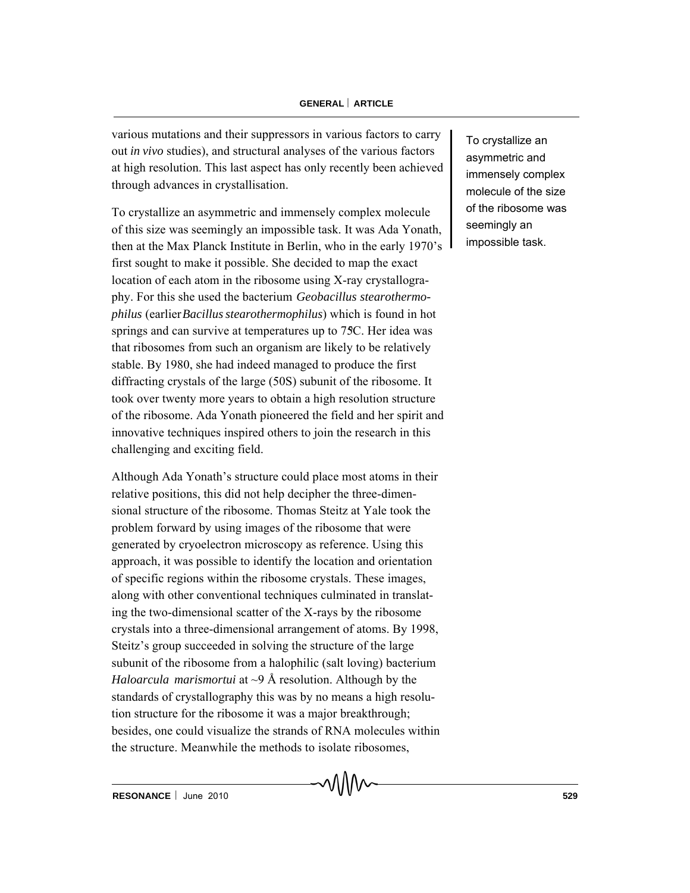various mutations and their suppressors in various factors to carry out *in vivo* studies), and structural analyses of the various factors at high resolution. This last aspect has only recently been achieved through advances in crystallisation.

To crystallize an asymmetric and immensely complex molecule of this size was seemingly an impossible task. It was Ada Yonath, then at the Max Planck Institute in Berlin, who in the early 1970's first sought to make it possible. She decided to map the exact location of each atom in the ribosome using X-ray crystallography. For this she used the bacterium *Geobacillus stearothermophilus* (earlier *Bacillus stearothermophilus*) which is found in hot springs and can survive at temperatures up to 75C. Her idea was that ribosomes from such an organism are likely to be relatively stable. By 1980, she had indeed managed to produce the first diffracting crystals of the large (50S) subunit of the ribosome. It took over twenty more years to obtain a high resolution structure of the ribosome. Ada Yonath pioneered the field and her spirit and innovative techniques inspired others to join the research in this challenging and exciting field.

> To crystallize an asymmetric and immensely complex molecule of the size of the ribosome was seemingly an impossible task.

Although Ada Yonath's structure could place most atoms in their relative positions, this did not help decipher the three-dimensional structure of the ribosome. Thomas Steitz at Yale took the problem forward by using images of the ribosome that were generated by cryoelectron microscopy as reference. Using this approach, it was possible to identify the location and orientation of specific regions within the ribosome crystals. These images, along with other conventional techniques culminated in translating the two-dimensional scatter of the X-rays by the ribosome crystals into a three-dimensional arrangement of atoms. By 1998, Steitz's group succeeded in solving the structure of the large subunit of the ribosome from a halophilic (salt loving) bacterium *Haloarcula marismortui* at ~9 Å resolution. Although by the standards of crystallography this was by no means a high resolution structure for the ribosome it was a major breakthrough; besides, one could visualize the strands of RNA molecules within the structure. Meanwhile the methods to isolate ribosomes,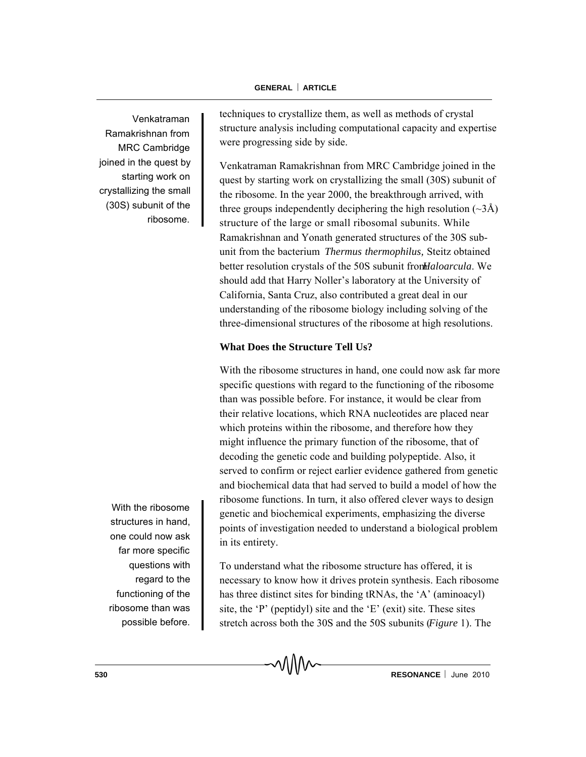techniques to crystallize them, as well as methods of crystal structure analysis including computational capacity and expertise were progressing side by side.

Venkatraman Ramakrishnan from MRC Cambridge joined in the quest by starting work on crystallizing the small (30S) subunit of the ribosome. In the year 2000, the breakthrough arrived, with three groups independently deciphering the high resolution (~3Å) structure of the large or small ribosomal subunits. While Ramakrishnan and Yonath generated structures of the 30S subunit from the bacterium *Thermus thermophilus,* Steitz obtained better resolution crystals of the 50S subunit from *Haloarcula*. We should add that Harry Noller's laboratory at the University of California, Santa Cruz, also contributed a great deal in our understanding of the ribosome biology including solving of the three-dimensional structures of the ribosome at high resolutions.

> Venkatraman Ramakrishnan from MRC Cambridge joined in the quest by starting work on crystallizing the small (30S) subunit of the ribosome.

## What Does the Structure Tell Us?

With the ribosome structures in hand, one could now ask far more specific questions with regard to the functioning of the ribosome than was possible before. For instance, it would be clear from their relative locations, which RNA nucleotides are placed near which proteins within the ribosome, and therefore how they might influence the primary function of the ribosome, that of decoding the genetic code and building polypeptide. Also, it served to confirm or reject earlier evidence gathered from genetic and biochemical data that had served to build a model of how the ribosome functions. In turn, it also offered clever ways to design genetic and biochemical experiments, emphasizing the diverse points of investigation needed to understand a biological problem in its entirety.

> With the ribosome structures in hand, one could now ask far more specific questions with regard to the functioning of the ribosome than was possible before.

To understand what the ribosome structure has offered, it is necessary to know how it drives protein synthesis. Each ribosome has three distinct sites for binding tRNAs, the 'A' (aminoacyl) site, the 'P' (peptidyl) site and the 'E' (exit) site. These sites stretch across both the 30S and the 50S subunits (*Figure* 1). The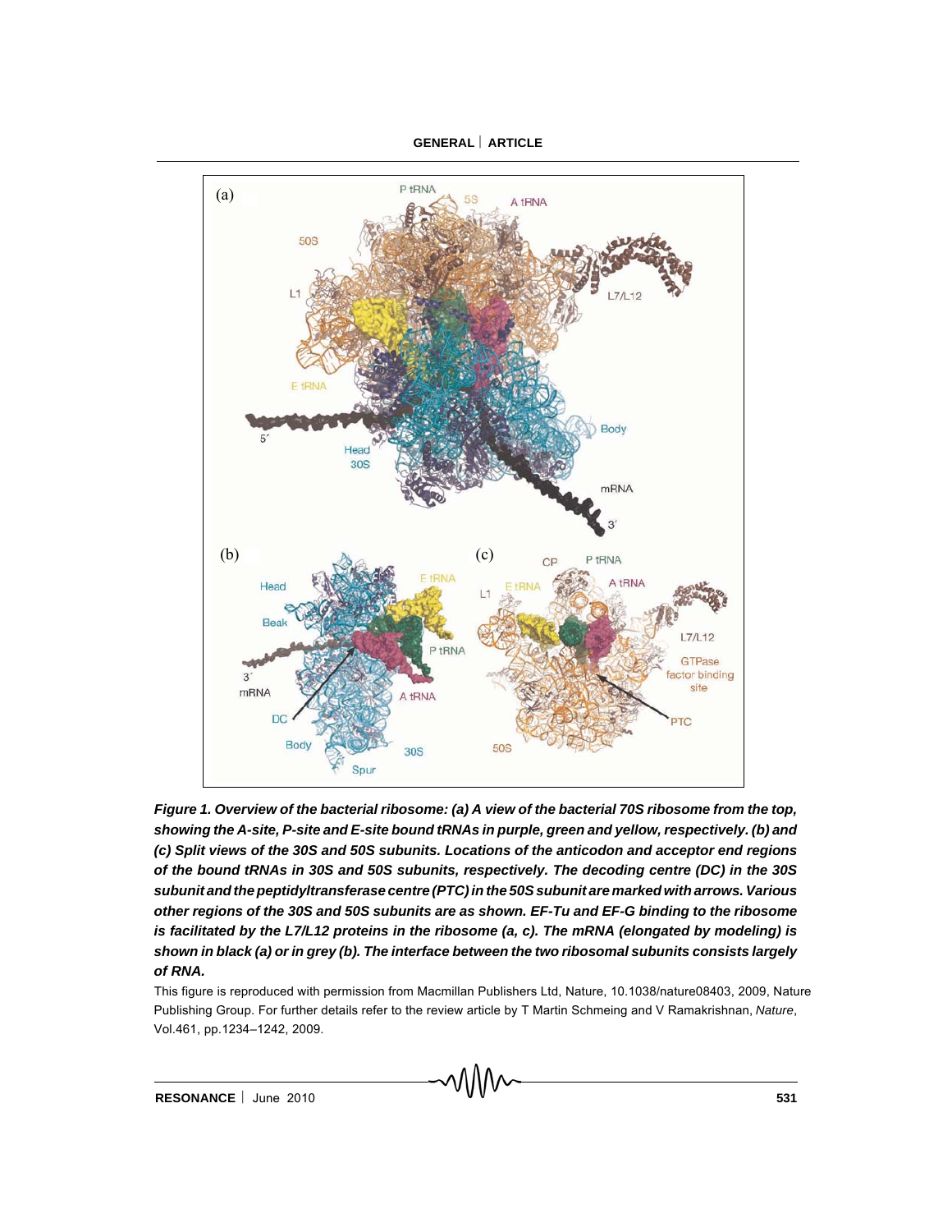***Figure 1. Overview of the bacterial ribosome: (a) A view of the bacterial 70S ribosome from the top, showing the A-site, P-site and E-site bound tRNAs in purple, green and yellow, respectively. (b) and (c) Split views of the 30S and 50S subunits. Locations of the anticodon and acceptor end regions of the bound tRNAs in 30S and 50S subunits, respectively. The decoding centre (DC) in the 30S subunit and the peptidyltransferase centre (PTC) in the 50S subunit are marked with arrows. Various other regions of the 30S and 50S subunits are as shown. EF-Tu and EF-G binding to the ribosome is facilitated by the L7/L12 proteins in the ribosome (a, c). The mRNA (elongated by modeling) is shown in black (a) or in grey (b). The interface between the two ribosomal subunits consists largely of RNA.***

This figure is reproduced with permission from Macmillan Publishers Ltd, Nature, 10.1038/nature08403, 2009, Nature Publishing Group. For further details refer to the review article by T Martin Schmeing and V Ramakrishnan, *Nature*, Vol.461, pp.1234–1242, 2009.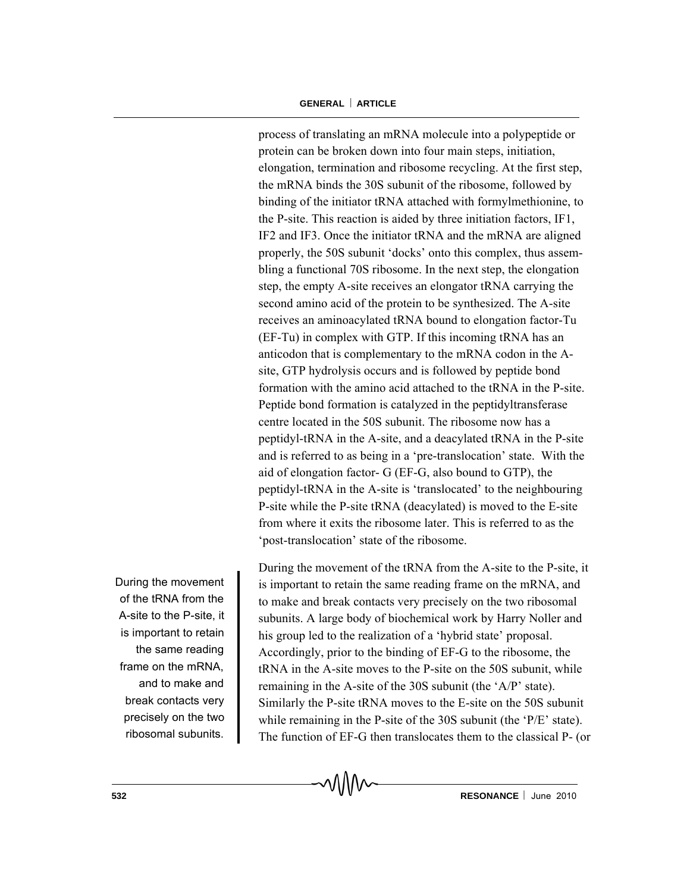process of translating an mRNA molecule into a polypeptide or protein can be broken down into four main steps, initiation, elongation, termination and ribosome recycling. At the first step, the mRNA binds the 30S subunit of the ribosome, followed by binding of the initiator tRNA attached with formylmethionine, to the P-site. This reaction is aided by three initiation factors, IF1, IF2 and IF3. Once the initiator tRNA and the mRNA are aligned properly, the 50S subunit 'docks' onto this complex, thus assembling a functional 70S ribosome. In the next step, the elongation step, the empty A-site receives an elongator tRNA carrying the second amino acid of the protein to be synthesized. The A-site receives an aminoacylated tRNA bound to elongation factor-Tu (EF-Tu) in complex with GTP. If this incoming tRNA has an anticodon that is complementary to the mRNA codon in the A-site, GTP hydrolysis occurs and is followed by peptide bond formation with the amino acid attached to the tRNA in the P-site. Peptide bond formation is catalyzed in the peptidyltransferase centre located in the 50S subunit. The ribosome now has a peptidyl-tRNA in the A-site, and a deacylated tRNA in the P-site and is referred to as being in a 'pre-translocation' state. With the aid of elongation factor- G (EF-G, also bound to GTP), the peptidyl-tRNA in the A-site is 'translocated' to the neighbouring P-site while the P-site tRNA (deacylated) is moved to the E-site from where it exits the ribosome later. This is referred to as the 'post-translocation' state of the ribosome.

> During the movement of the tRNA from the A-site to the P-site, it is important to retain the same reading frame on the mRNA, and to make and break contacts very precisely on the two ribosomal subunits.

During the movement of the tRNA from the A-site to the P-site, it is important to retain the same reading frame on the mRNA, and to make and break contacts very precisely on the two ribosomal subunits. A large body of biochemical work by Harry Noller and his group led to the realization of a 'hybrid state' proposal. Accordingly, prior to the binding of EF-G to the ribosome, the tRNA in the A-site moves to the P-site on the 50S subunit, while remaining in the A-site of the 30S subunit (the 'A/P' state). Similarly the P-site tRNA moves to the E-site on the 50S subunit while remaining in the P-site of the 30S subunit (the 'P/E' state). The function of EF-G then translocates them to the classical P- (or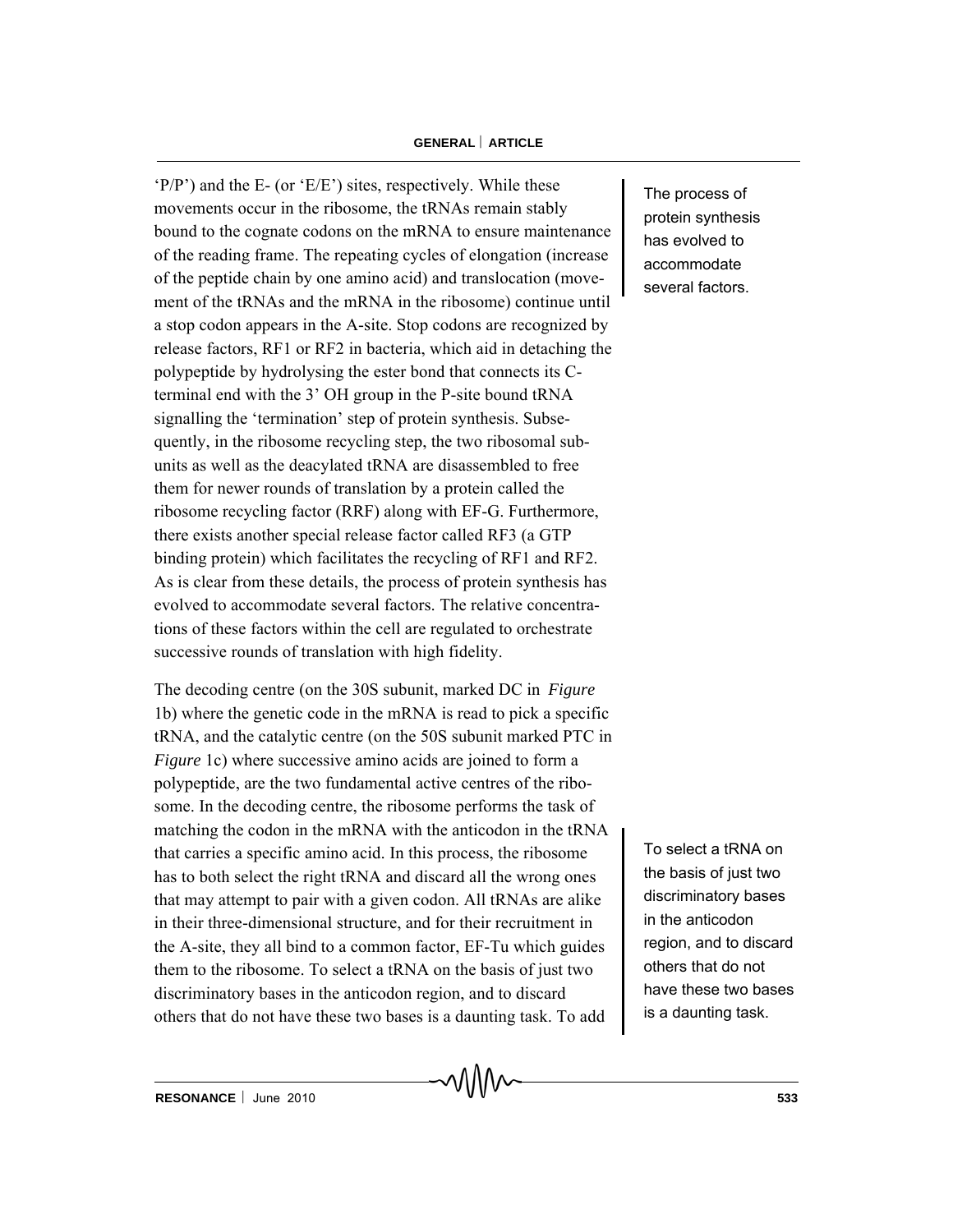'P/P') and the E- (or 'E/E') sites, respectively. While these movements occur in the ribosome, the tRNAs remain stably bound to the cognate codons on the mRNA to ensure maintenance of the reading frame. The repeating cycles of elongation (increase of the peptide chain by one amino acid) and translocation (movement of the tRNAs and the mRNA in the ribosome) continue until a stop codon appears in the A-site. Stop codons are recognized by release factors, RF1 or RF2 in bacteria, which aid in detaching the polypeptide by hydrolysing the ester bond that connects its C-terminal end with the 3' OH group in the P-site bound tRNA signalling the 'termination' step of protein synthesis. Subsequently, in the ribosome recycling step, the two ribosomal subunits as well as the deacylated tRNA are disassembled to free them for newer rounds of translation by a protein called the ribosome recycling factor (RRF) along with EF-G. Furthermore, there exists another special release factor called RF3 (a GTP binding protein) which facilitates the recycling of RF1 and RF2. As is clear from these details, the process of protein synthesis has evolved to accommodate several factors. The relative concentrations of these factors within the cell are regulated to orchestrate successive rounds of translation with high fidelity.

The process of protein synthesis has evolved to accommodate several factors.

The decoding centre (on the 30S subunit, marked DC in *Figure* 1b) where the genetic code in the mRNA is read to pick a specific tRNA, and the catalytic centre (on the 50S subunit marked PTC in *Figure* 1c) where successive amino acids are joined to form a polypeptide, are the two fundamental active centres of the ribosome. In the decoding centre, the ribosome performs the task of matching the codon in the mRNA with the anticodon in the tRNA that carries a specific amino acid. In this process, the ribosome has to both select the right tRNA and discard all the wrong ones that may attempt to pair with a given codon. All tRNAs are alike in their three-dimensional structure, and for their recruitment in the A-site, they all bind to a common factor, EF-Tu which guides them to the ribosome. To select a tRNA on the basis of just two discriminatory bases in the anticodon region, and to discard others that do not have these two bases is a daunting task. To add

To select a tRNA on the basis of just two discriminatory bases in the anticodon region, and to discard others that do not have these two bases is a daunting task.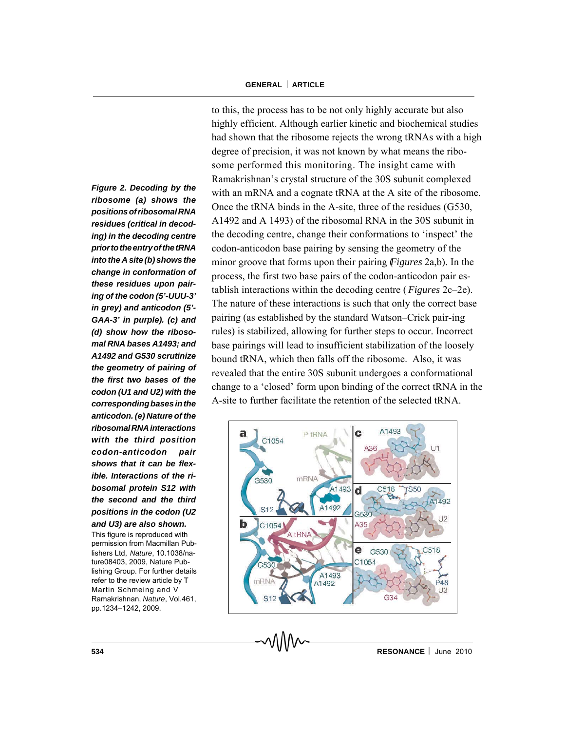to this, the process has to be not only highly accurate but also highly efficient. Although earlier kinetic and biochemical studies had shown that the ribosome rejects the wrong tRNAs with a high degree of precision, it was not known by what means the ribosome performed this monitoring. The insight came with Ramakrishnan's crystal structure of the 30S subunit complexed with an mRNA and a cognate tRNA at the A site of the ribosome. Once the tRNA binds in the A-site, three of the residues (G530, A1492 and A 1493) of the ribosomal RNA in the 30S subunit in the decoding centre, change their conformations to 'inspect' the codon-anticodon base pairing by sensing the geometry of the minor groove that forms upon their pairing (*Figures* 2a,b). In the process, the first two base pairs of the codon-anticodon pair establish interactions within the decoding centre (*Figures* 2c–2e). The nature of these interactions is such that only the correct base pairing (as established by the standard Watson–Crick pair-ing rules) is stabilized, allowing for further steps to occur. Incorrect base pairings will lead to insufficient stabilization of the loosely bound tRNA, which then falls off the ribosome. Also, it was revealed that the entire 30S subunit undergoes a conformational change to a 'closed' form upon binding of the correct tRNA in the A-site to further facilitate the retention of the selected tRNA.

***Figure 2. Decoding by the ribosome (a) shows the positions of ribosomal RNA residues (critical in decoding) in the decoding centre prior to the entry of the tRNA into the A site (b) shows the change in conformation of these residues upon pairing of the codon (5'-UUU-3' in grey) and anticodon (5'-GAA-3' in purple). (c) and (d) show how the ribosomal RNA bases A1493; and A1492 and G530 scrutinize the geometry of pairing of the first two bases of the codon (U1 and U2) with the corresponding bases in the anticodon. (e) Nature of the ribosomal RNA interactions with the third position codon-anticodon pair shows that it can be flexible. Interactions of the ribosomal protein S12 with the second and the third positions in the codon (U2 and U3) are also shown.***

This figure is reproduced with permission from Macmillan Publishers Ltd, *Nature*, 10.1038/nature08403, 2009, Nature Publishing Group. For further details refer to the review article by T Martin Schmeing and V Ramakrishnan, *Nature*, Vol.461, pp.1234–1242, 2009.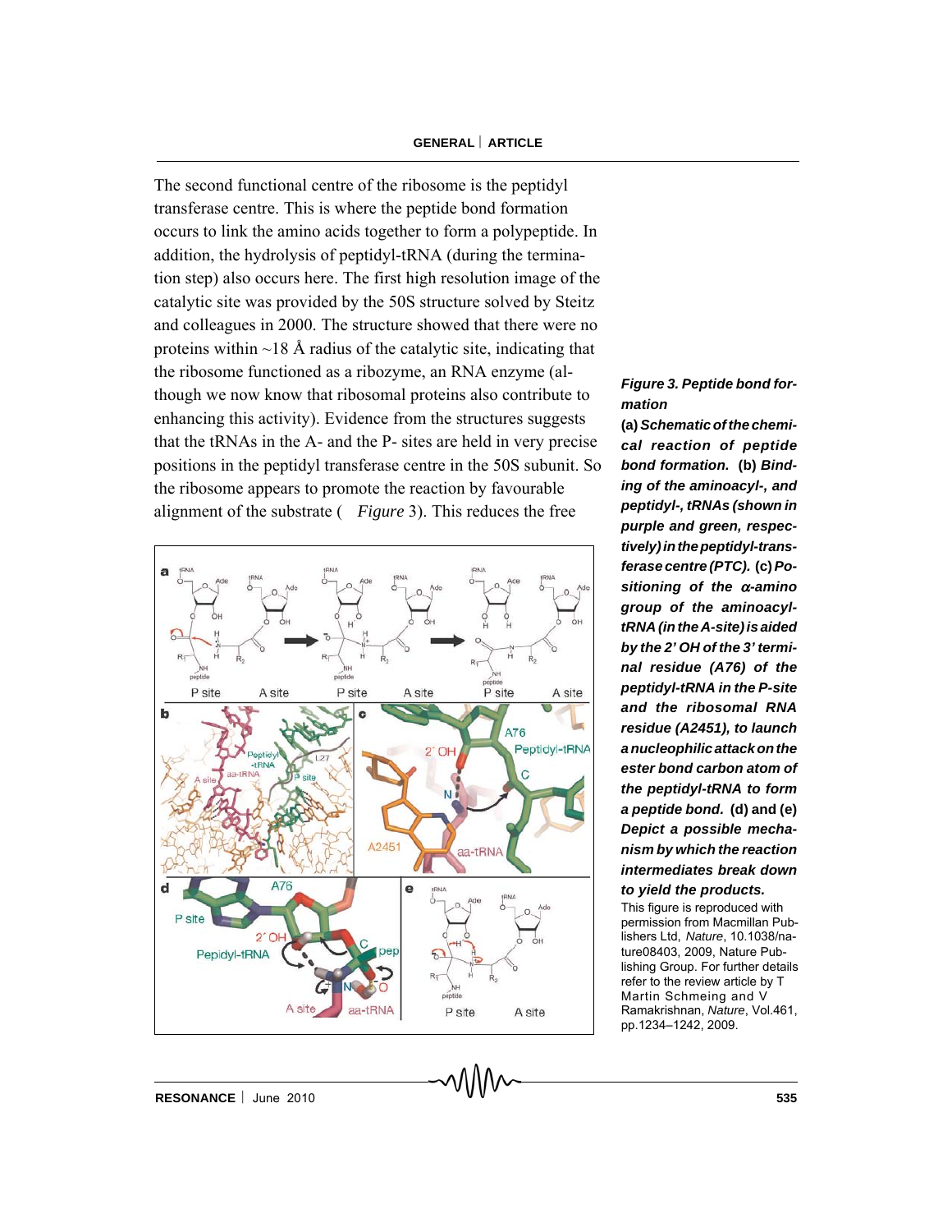The second functional centre of the ribosome is the peptidyl transferase centre. This is where the peptide bond formation occurs to link the amino acids together to form a polypeptide. In addition, the hydrolysis of peptidyl-tRNA (during the termination step) also occurs here. The first high resolution image of the catalytic site was provided by the 50S structure solved by Steitz and colleagues in 2000. The structure showed that there were no proteins within ~18 Å radius of the catalytic site, indicating that the ribosome functioned as a ribozyme, an RNA enzyme (although we now know that ribosomal proteins also contribute to enhancing this activity). Evidence from the structures suggests that the tRNAs in the A- and the P- sites are held in very precise positions in the peptidyl transferase centre in the 50S subunit. So the ribosome appears to promote the reaction by favourable alignment of the substrate ( *Figure* 3). This reduces the free

***Figure 3. Peptide bond formation***

**(a)** ***Schematic of the chemical reaction of peptide bond formation.*** **(b)** ***Binding of the aminoacyl-, and peptidyl-, tRNAs (shown in purple and green, respectively) in the peptidyl-transferase centre (PTC).*** **(c)** ***Positioning of the α-amino group of the aminoacyl-tRNA (in the A-site) is aided by the 2' OH of the 3' terminal residue (A76) of the peptidyl-tRNA in the P-site and the ribosomal RNA residue (A2451), to launch a nucleophilic attack on the ester bond carbon atom of the peptidyl-tRNA to form a peptide bond.*** **(d) and (e)** ***Depict a possible mechanism by which the reaction intermediates break down to yield the products.***

This figure is reproduced with permission from Macmillan Publishers Ltd, *Nature*, 10.1038/nature08403, 2009, Nature Publishing Group. For further details refer to the review article by T Martin Schmeing and V Ramakrishnan, *Nature*, Vol.461, pp.1234–1242, 2009.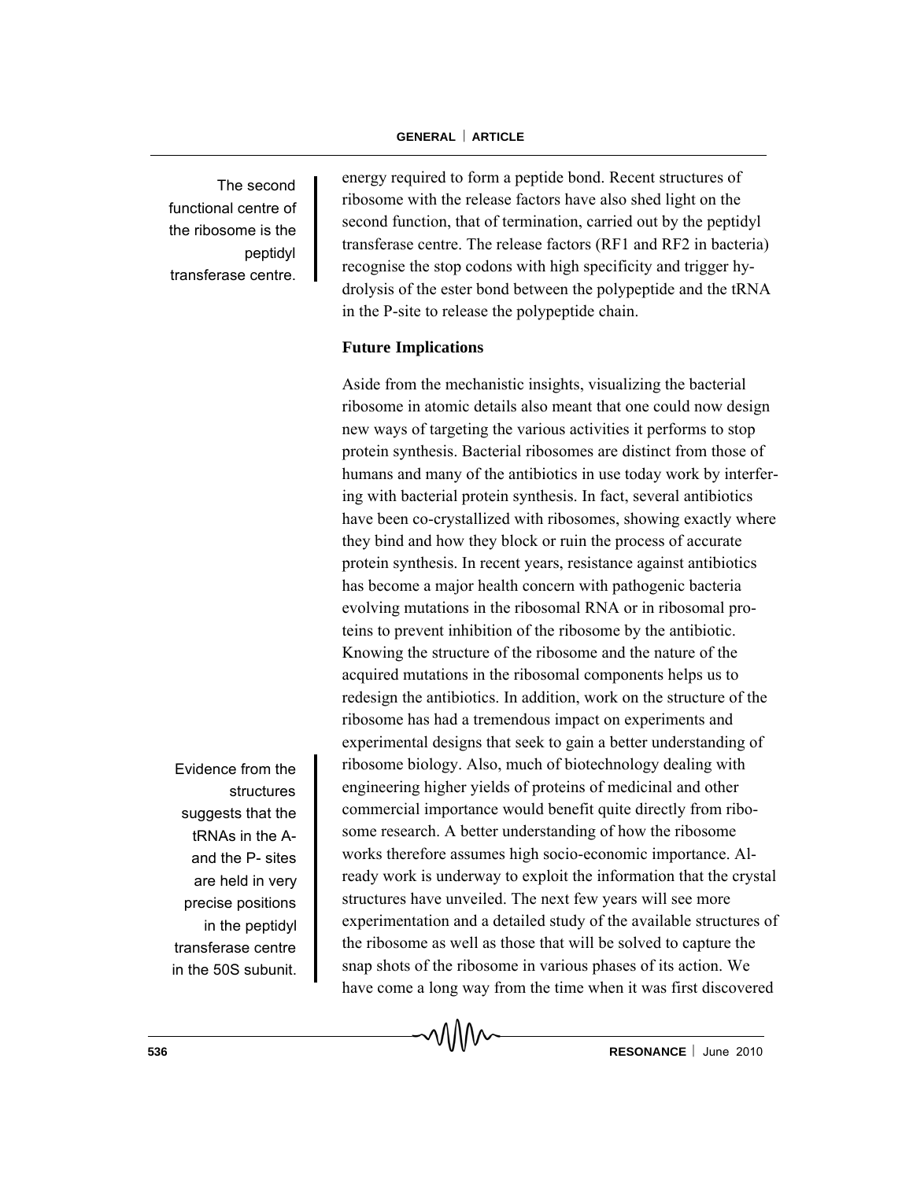> The second functional centre of the ribosome is the peptidyl transferase centre.

energy required to form a peptide bond. Recent structures of ribosome with the release factors have also shed light on the second function, that of termination, carried out by the peptidyl transferase centre. The release factors (RF1 and RF2 in bacteria) recognise the stop codons with high specificity and trigger hydrolysis of the ester bond between the polypeptide and the tRNA in the P-site to release the polypeptide chain.

## Future Implications

Aside from the mechanistic insights, visualizing the bacterial ribosome in atomic details also meant that one could now design new ways of targeting the various activities it performs to stop protein synthesis. Bacterial ribosomes are distinct from those of humans and many of the antibiotics in use today work by interfering with bacterial protein synthesis. In fact, several antibiotics have been co-crystallized with ribosomes, showing exactly where they bind and how they block or ruin the process of accurate protein synthesis. In recent years, resistance against antibiotics has become a major health concern with pathogenic bacteria evolving mutations in the ribosomal RNA or in ribosomal proteins to prevent inhibition of the ribosome by the antibiotic. Knowing the structure of the ribosome and the nature of the acquired mutations in the ribosomal components helps us to redesign the antibiotics. In addition, work on the structure of the ribosome has had a tremendous impact on experiments and experimental designs that seek to gain a better understanding of ribosome biology. Also, much of biotechnology dealing with engineering higher yields of proteins of medicinal and other commercial importance would benefit quite directly from ribosome research. A better understanding of how the ribosome works therefore assumes high socio-economic importance. Already work is underway to exploit the information that the crystal structures have unveiled. The next few years will see more experimentation and a detailed study of the available structures of the ribosome as well as those that will be solved to capture the snap shots of the ribosome in various phases of its action. We have come a long way from the time when it was first discovered

> Evidence from the structures suggests that the tRNAs in the A- and the P- sites are held in very precise positions in the peptidyl transferase centre in the 50S subunit.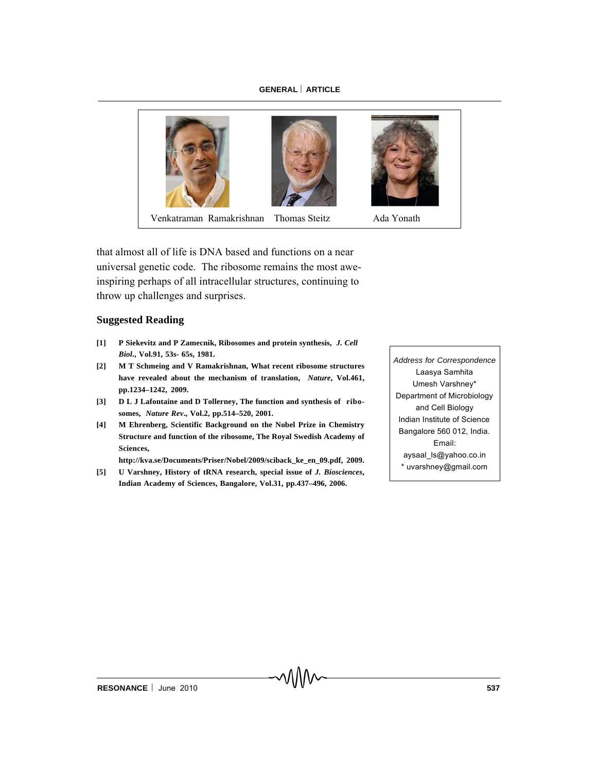Venkatraman Ramakrishnan Thomas Steitz Ada Yonath

that almost all of life is DNA based and functions on a near universal genetic code. The ribosome remains the most awe-inspiring perhaps of all intracellular structures, continuing to throw up challenges and surprises.

## Suggested Reading

**[1]** **P Siekevitz and P Zamecnik, Ribosomes and protein synthesis, *J. Cell Biol.*, Vol.91, 53s- 65s, 1981.**

**[2]** **M T Schmeing and V Ramakrishnan, What recent ribosome structures have revealed about the mechanism of translation, *Nature*, Vol.461, pp.1234–1242, 2009.**

**[3]** **D L J Lafontaine and D Tollerney, The function and synthesis of ribosomes, *Nature Rev.*, Vol.2, pp.514–520, 2001.**

**[4]** **M Ehrenberg, Scientific Background on the Nobel Prize in Chemistry Structure and function of the ribosome, The Royal Swedish Academy of Sciences, http://kva.se/Documents/Priser/Nobel/2009/sciback_ke_en_09.pdf, 2009.**

**[5]** **U Varshney, History of tRNA research, special issue of *J. Biosciences*, Indian Academy of Sciences, Bangalore, Vol.31, pp.437–496, 2006.**

*Address for Correspondence*
Laasya Samhita
Umesh Varshney*
Department of Microbiology and Cell Biology
Indian Institute of Science
Bangalore 560 012, India.
Email:
aysaal_ls@yahoo.co.in
* uvarshney@gmail.com